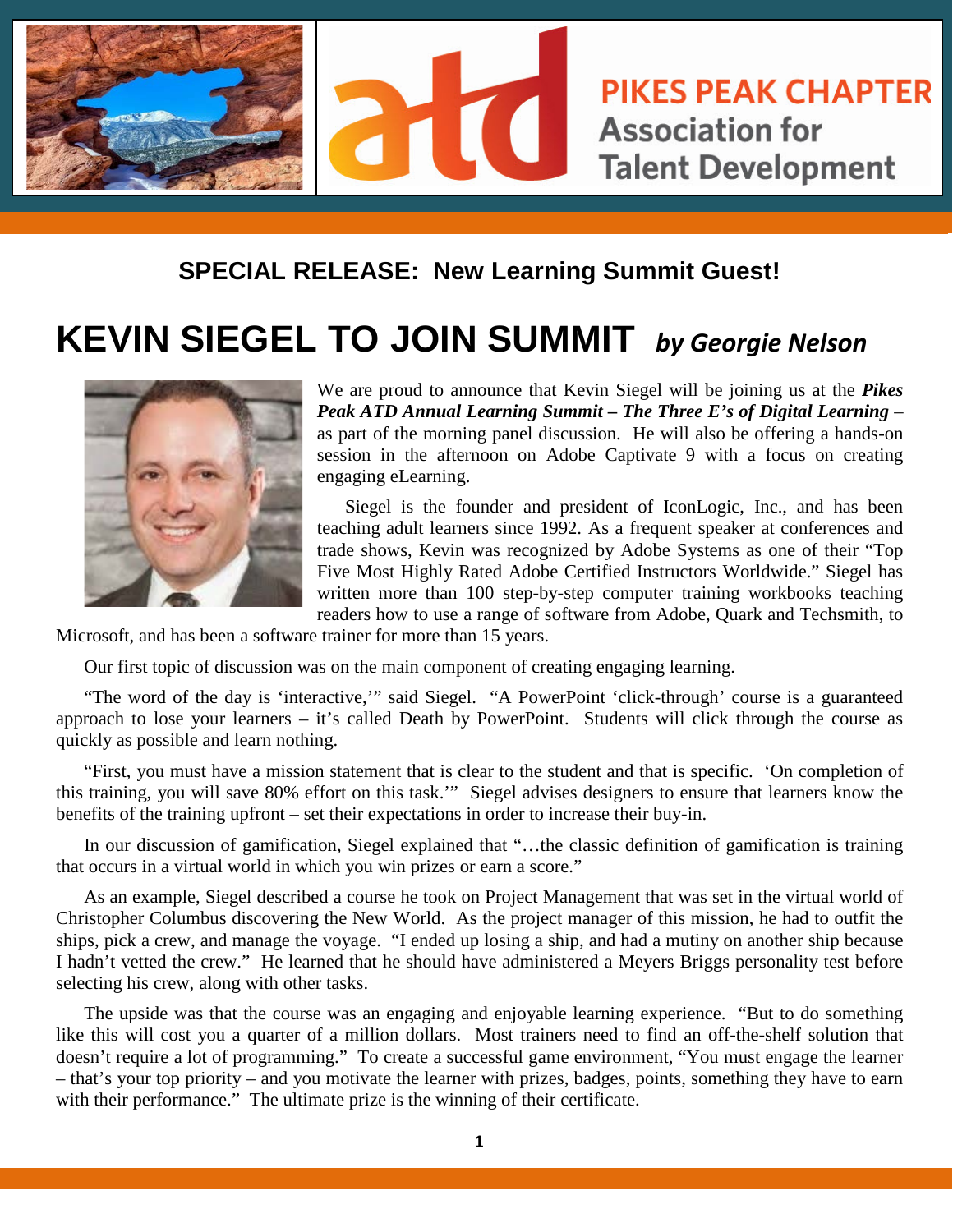PIKES PEAK CHAPTER
Association for Talent Development

## SPECIAL RELEASE: New Learning Summit Guest!

# KEVIN SIEGEL TO JOIN SUMMIT *by Georgie Nelson*

We are proud to announce that Kevin Siegel will be joining us at the ***Pikes Peak ATD Annual Learning Summit – The Three E's of Digital Learning*** – as part of the morning panel discussion. He will also be offering a hands-on session in the afternoon on Adobe Captivate 9 with a focus on creating engaging eLearning.

Siegel is the founder and president of IconLogic, Inc., and has been teaching adult learners since 1992. As a frequent speaker at conferences and trade shows, Kevin was recognized by Adobe Systems as one of their "Top Five Most Highly Rated Adobe Certified Instructors Worldwide." Siegel has written more than 100 step-by-step computer training workbooks teaching readers how to use a range of software from Adobe, Quark and Techsmith, to Microsoft, and has been a software trainer for more than 15 years.

Our first topic of discussion was on the main component of creating engaging learning.

"The word of the day is 'interactive,'" said Siegel. "A PowerPoint 'click-through' course is a guaranteed approach to lose your learners – it's called Death by PowerPoint. Students will click through the course as quickly as possible and learn nothing.

"First, you must have a mission statement that is clear to the student and that is specific. 'On completion of this training, you will save 80% effort on this task.'" Siegel advises designers to ensure that learners know the benefits of the training upfront – set their expectations in order to increase their buy-in.

In our discussion of gamification, Siegel explained that "…the classic definition of gamification is training that occurs in a virtual world in which you win prizes or earn a score."

As an example, Siegel described a course he took on Project Management that was set in the virtual world of Christopher Columbus discovering the New World. As the project manager of this mission, he had to outfit the ships, pick a crew, and manage the voyage. "I ended up losing a ship, and had a mutiny on another ship because I hadn't vetted the crew." He learned that he should have administered a Meyers Briggs personality test before selecting his crew, along with other tasks.

The upside was that the course was an engaging and enjoyable learning experience. "But to do something like this will cost you a quarter of a million dollars. Most trainers need to find an off-the-shelf solution that doesn't require a lot of programming." To create a successful game environment, "You must engage the learner – that's your top priority – and you motivate the learner with prizes, badges, points, something they have to earn with their performance." The ultimate prize is the winning of their certificate.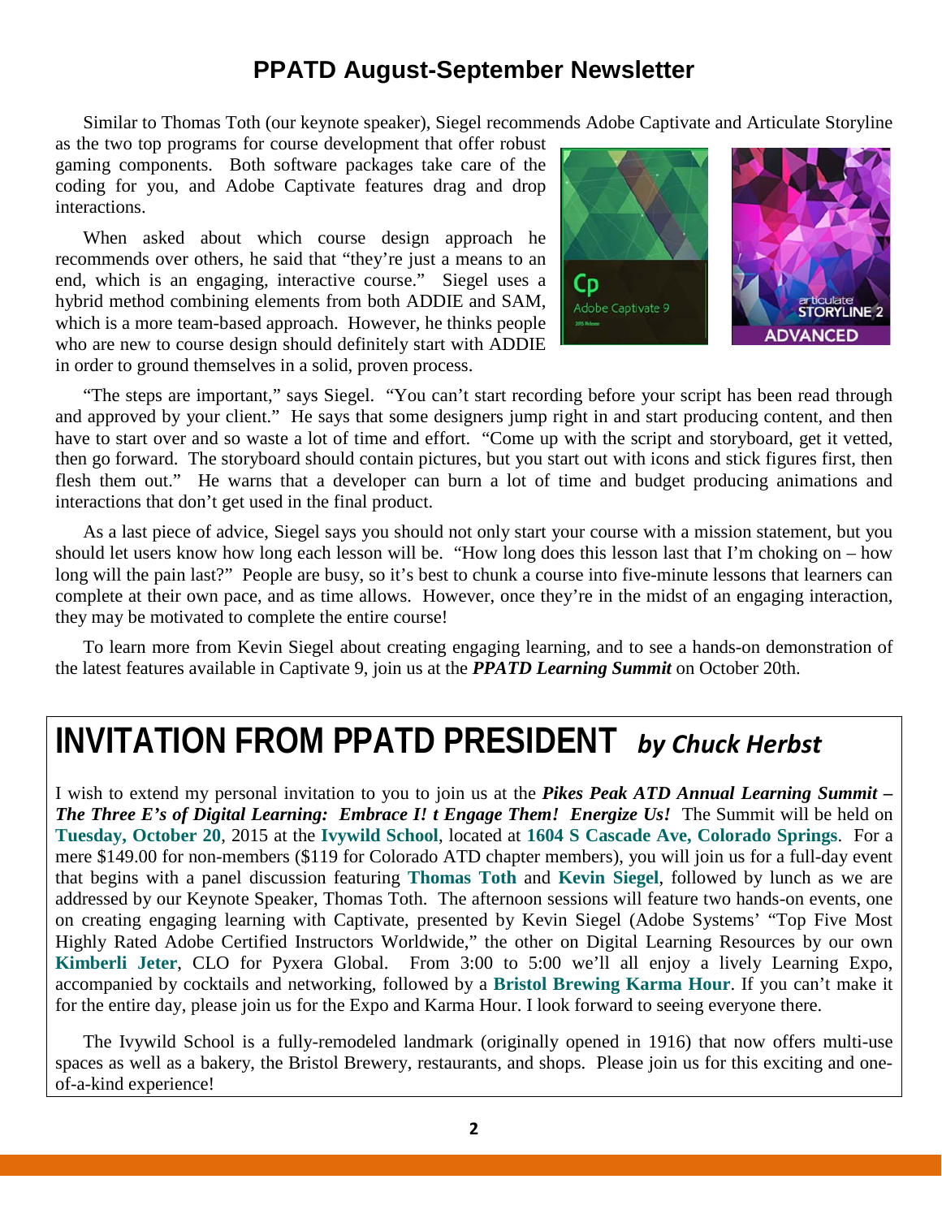Similar to Thomas Toth (our keynote speaker), Siegel recommends Adobe Captivate and Articulate Storyline as the two top programs for course development that offer robust gaming components. Both software packages take care of the coding for you, and Adobe Captivate features drag and drop interactions.

When asked about which course design approach he recommends over others, he said that "they're just a means to an end, which is an engaging, interactive course." Siegel uses a hybrid method combining elements from both ADDIE and SAM, which is a more team-based approach. However, he thinks people who are new to course design should definitely start with ADDIE in order to ground themselves in a solid, proven process.

"The steps are important," says Siegel. "You can't start recording before your script has been read through and approved by your client." He says that some designers jump right in and start producing content, and then have to start over and so waste a lot of time and effort. "Come up with the script and storyboard, get it vetted, then go forward. The storyboard should contain pictures, but you start out with icons and stick figures first, then flesh them out." He warns that a developer can burn a lot of time and budget producing animations and interactions that don't get used in the final product.

As a last piece of advice, Siegel says you should not only start your course with a mission statement, but you should let users know how long each lesson will be. "How long does this lesson last that I'm choking on – how long will the pain last?" People are busy, so it's best to chunk a course into five-minute lessons that learners can complete at their own pace, and as time allows. However, once they're in the midst of an engaging interaction, they may be motivated to complete the entire course!

To learn more from Kevin Siegel about creating engaging learning, and to see a hands-on demonstration of the latest features available in Captivate 9, join us at the ***PPATD Learning Summit*** on October 20th.

# INVITATION FROM PPATD PRESIDENT *by Chuck Herbst*

I wish to extend my personal invitation to you to join us at the ***Pikes Peak ATD Annual Learning Summit – The Three E's of Digital Learning: Embrace I! t Engage Them! Energize Us!*** The Summit will be held on **Tuesday, October 20**, 2015 at the **Ivywild School**, located at **1604 S Cascade Ave, Colorado Springs**. For a mere $149.00 for non-members ($119 for Colorado ATD chapter members), you will join us for a full-day event that begins with a panel discussion featuring **Thomas Toth** and **Kevin Siegel**, followed by lunch as we are addressed by our Keynote Speaker, Thomas Toth. The afternoon sessions will feature two hands-on events, one on creating engaging learning with Captivate, presented by Kevin Siegel (Adobe Systems' "Top Five Most Highly Rated Adobe Certified Instructors Worldwide," the other on Digital Learning Resources by our own **Kimberli Jeter**, CLO for Pyxera Global. From 3:00 to 5:00 we'll all enjoy a lively Learning Expo, accompanied by cocktails and networking, followed by a **Bristol Brewing Karma Hour**. If you can't make it for the entire day, please join us for the Expo and Karma Hour. I look forward to seeing everyone there.

The Ivywild School is a fully-remodeled landmark (originally opened in 1916) that now offers multi-use spaces as well as a bakery, the Bristol Brewery, restaurants, and shops. Please join us for this exciting and one-of-a-kind experience!